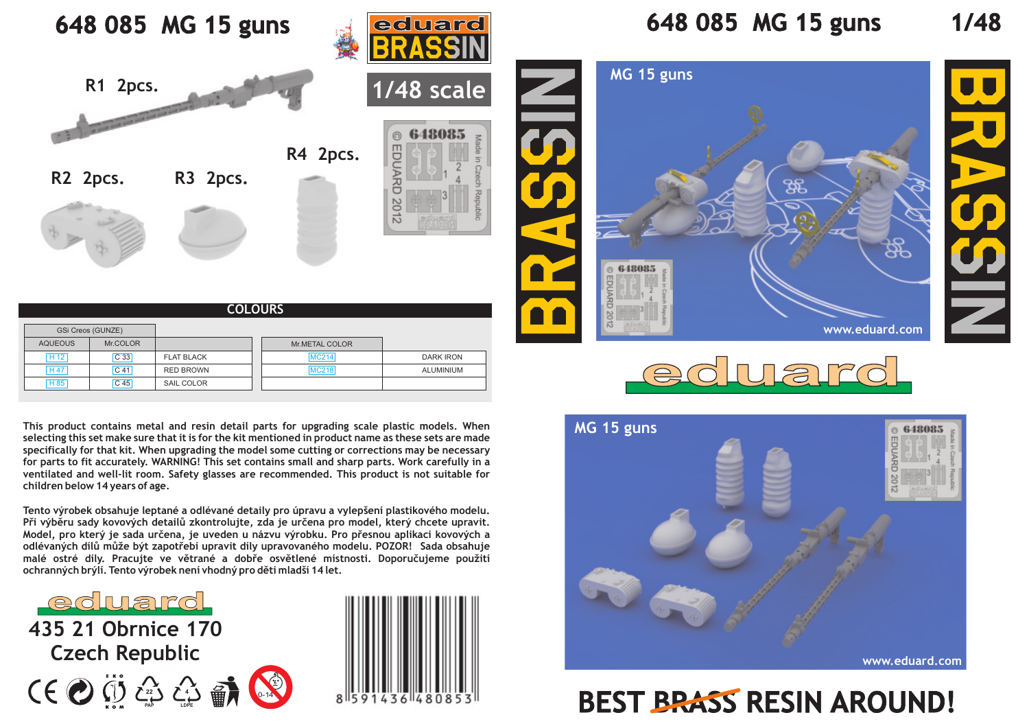# 648 085 MG 15 guns

eduard BRASSIN

1/48 scale

R1 2pcs.

R2 2pcs.

R3 2pcs.

R4 2pcs.

## COLOURS

| GSi Creos (GUNZE) | | | Mr.METAL COLOR | |
|---|---|---|---|---|
| AQUEOUS | Mr.COLOR | | | |
| H 12 | C 33 | FLAT BLACK | MC214 | DARK IRON |
| H 47 | C 41 | RED BROWN | MC218 | ALUMINIUM |
| H 85 | C 45 | SAIL COLOR | | |

This product contains metal and resin detail parts for upgrading scale plastic models. When selecting this set make sure that it is for the kit mentioned in product name as these sets are made specifically for that kit. When upgrading the model some cutting or corrections may be necessary for parts to fit accurately. WARNING! This set contains small and sharp parts. Work carefully in a ventilated and well-lit room. Safety glasses are recommended. This product is not suitable for children below 14 years of age.

Tento výrobek obsahuje leptané a odlévané detaily pro úpravu a vylepšení plastikového modelu. Při výběru sady kovových detailů zkontrolujte, zda je určena pro model, který chcete upravit. Model, pro který je sada určena, je uveden v názvu výrobku. Pro přesnou aplikaci kovových a odlévaných dílů může být zapotřebí upravit díly upravovaného modelu. POZOR! Sada obsahuje malé ostré díly. Pracujte ve větrané a dobře osvětlené místnosti. Doporučujeme použití ochranných brýlí. Tento výrobek není vhodný pro děti mladší 14 let.

eduard

435 21 Obrnice 170
Czech Republic

8 591436 480853

# 648 085 MG 15 guns 1/48

BRASSIN

MG 15 guns

www.eduard.com

eduard

MG 15 guns

www.eduard.com

BEST ~~BRASS~~ RESIN AROUND!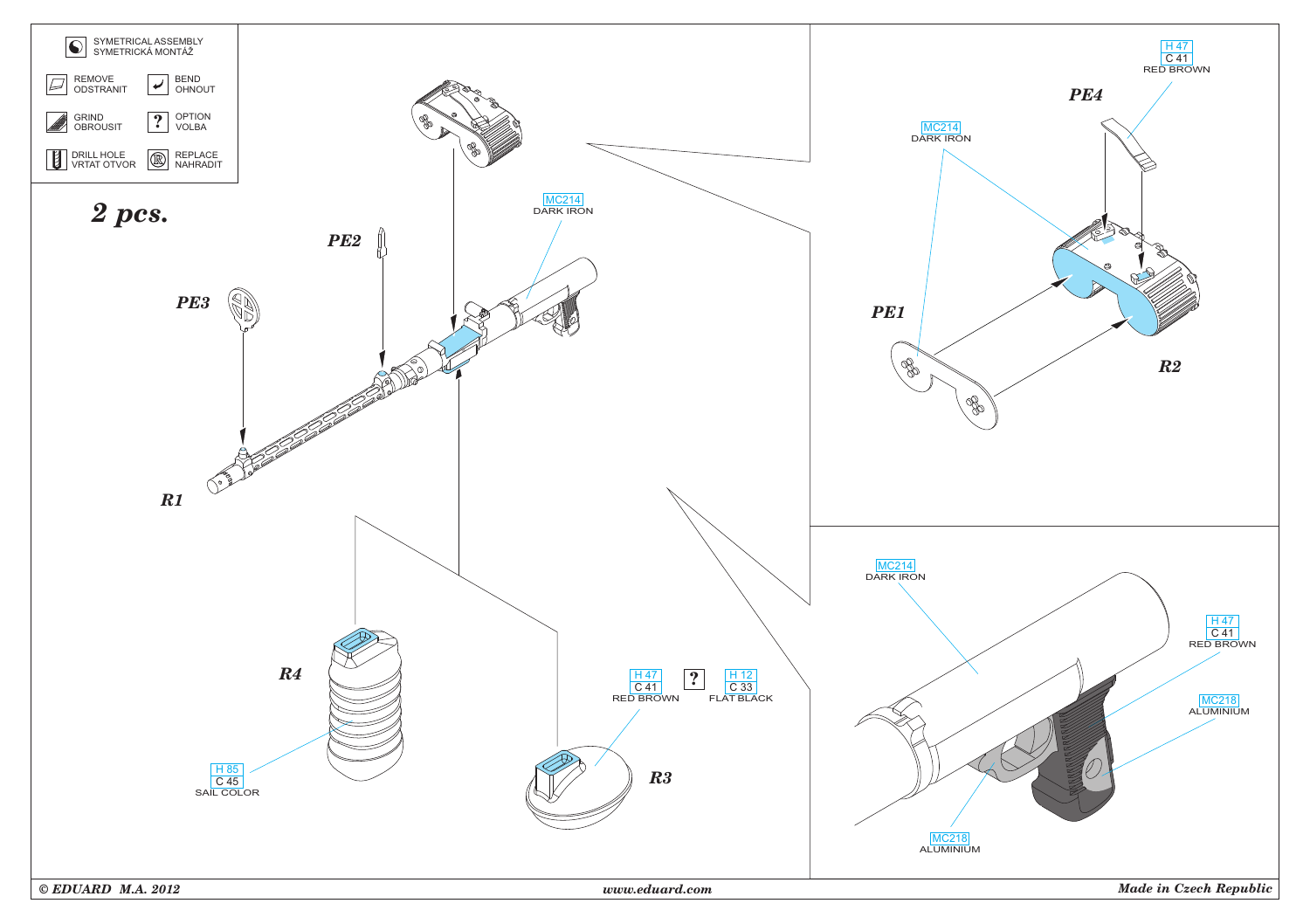| | | | |
|---|---|---|---|
| SYMETRICAL ASSEMBLY SYMETRICKÁ MONTÁŽ | | | |
| REMOVE ODSTRANIT | | BEND OHNOUT | |
| GRIND OBROUSIT | | OPTION VOLBA | |
| DRILL HOLE VRTAT OTVOR | | REPLACE NAHRADIT | |

**2 pcs.**

PE2

PE3

R1

MC214 DARK IRON

R4

H 85 C 45 SAIL COLOR

R3

H 47 C 41 RED BROWN

?

H 12 C 33 FLAT BLACK

H 47 C 41 RED BROWN

PE4

MC214 DARK IRON

PE1

R2

MC214 DARK IRON

H 47 C 41 RED BROWN

MC218 ALUMINIUM

MC218 ALUMINIUM

© EDUARD M.A. 2012

www.eduard.com

Made in Czech Republic